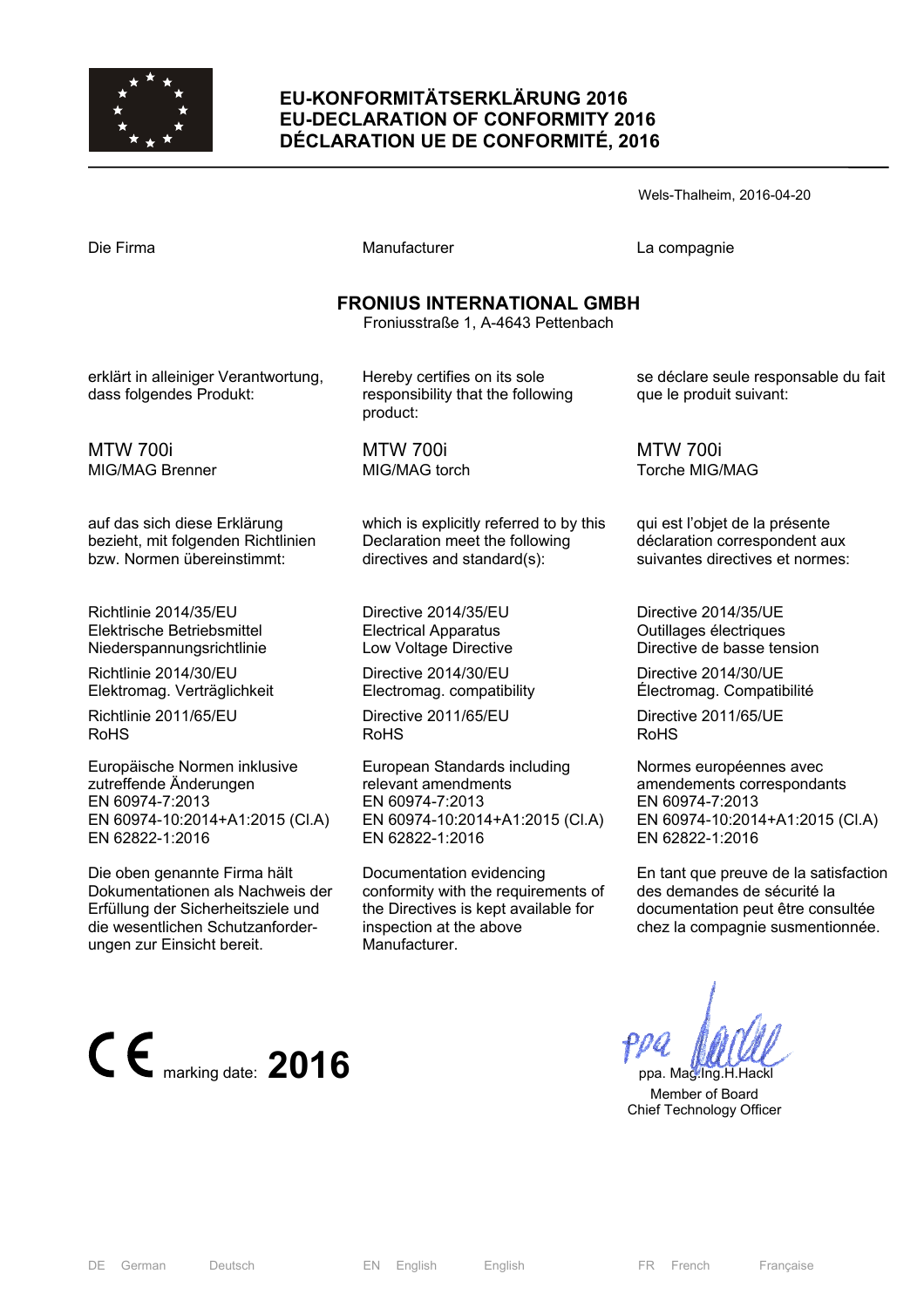# EU-KONFORMITÄTSERKLÄRUNG 2016
# EU-DECLARATION OF CONFORMITY 2016
# DÉCLARATION UE DE CONFORMITÉ, 2016

Wels-Thalheim, 2016-04-20

Die Firma

**FRONIUS INTERNATIONAL GMBH**
Froniusstraße 1, A-4643 Pettenbach

erklärt in alleiniger Verantwortung, dass folgendes Produkt:

MTW 700i
MIG/MAG Brenner

auf das sich diese Erklärung bezieht, mit folgenden Richtlinien bzw. Normen übereinstimmt:

Richtlinie 2014/35/EU
Elektrische Betriebsmittel
Niederspannungsrichtlinie

Richtlinie 2014/30/EU
Elektromag. Verträglichkeit

Richtlinie 2011/65/EU
RoHS

Europäische Normen inklusive zutreffende Änderungen
EN 60974-7:2013
EN 60974-10:2014+A1:2015 (Cl.A)
EN 62822-1:2016

Die oben genannte Firma hält Dokumentationen als Nachweis der Erfüllung der Sicherheitsziele und die wesentlichen Schutzanforderungen zur Einsicht bereit.

Manufacturer

Hereby certifies on its sole responsibility that the following product:

MTW 700i
MIG/MAG torch

which is explicitly referred to by this Declaration meet the following directives and standard(s):

Directive 2014/35/EU
Electrical Apparatus
Low Voltage Directive

Directive 2014/30/EU
Electromag. compatibility

Directive 2011/65/EU
RoHS

European Standards including relevant amendments
EN 60974-7:2013
EN 60974-10:2014+A1:2015 (Cl.A)
EN 62822-1:2016

Documentation evidencing conformity with the requirements of the Directives is kept available for inspection at the above Manufacturer.

La compagnie

se déclare seule responsable du fait que le produit suivant:

MTW 700i
Torche MIG/MAG

qui est l'objet de la présente déclaration correspondent aux suivantes directives et normes:

Directive 2014/35/UE
Outillages électriques
Directive de basse tension

Directive 2014/30/UE
Électromag. Compatibilité

Directive 2011/65/UE
RoHS

Normes européennes avec amendements correspondants
EN 60974-7:2013
EN 60974-10:2014+A1:2015 (Cl.A)
EN 62822-1:2016

En tant que preuve de la satisfaction des demandes de sécurité la documentation peut être consultée chez la compagnie susmentionnée.

CE marking date: **2016**

ppa. Mag.Ing.H.Hackl
Member of Board
Chief Technology Officer

DE German Deutsch | EN English English | FR French Française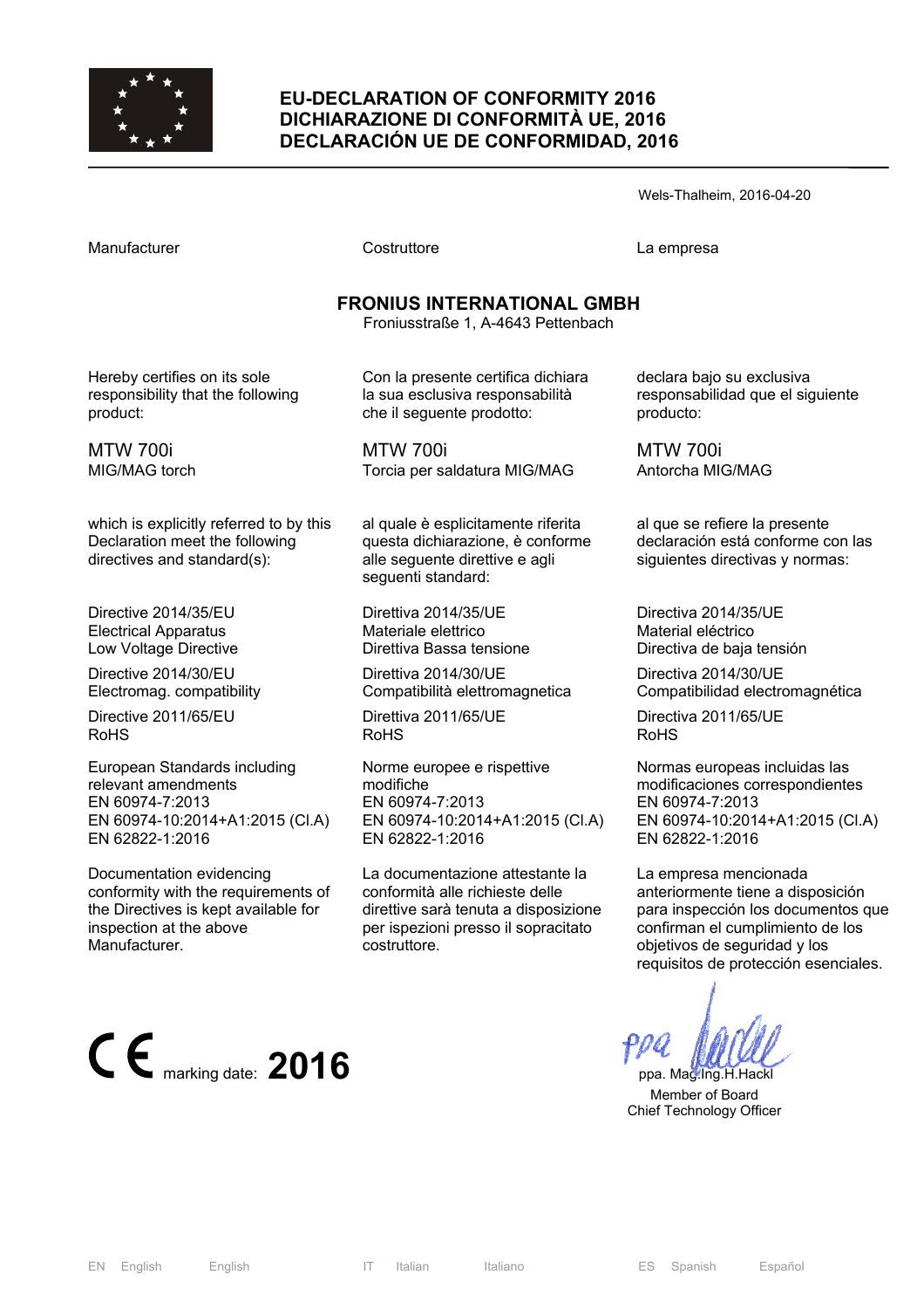# EU-DECLARATION OF CONFORMITY 2016
# DICHIARAZIONE DI CONFORMITÀ UE, 2016
# DECLARACIÓN UE DE CONFORMIDAD, 2016

Wels-Thalheim, 2016-04-20

Manufacturer

**FRONIUS INTERNATIONAL GMBH**
Froniusstraße 1, A-4643 Pettenbach

Hereby certifies on its sole responsibility that the following product:

MTW 700i
MIG/MAG torch

which is explicitly referred to by this Declaration meet the following directives and standard(s):

Directive 2014/35/EU
Electrical Apparatus
Low Voltage Directive

Directive 2014/30/EU
Electromag. compatibility

Directive 2011/65/EU
RoHS

European Standards including relevant amendments
EN 60974-7:2013
EN 60974-10:2014+A1:2015 (Cl.A)
EN 62822-1:2016

Documentation evidencing conformity with the requirements of the Directives is kept available for inspection at the above Manufacturer.

Costruttore

Con la presente certifica dichiara la sua esclusiva responsabilità che il seguente prodotto:

MTW 700i
Torcia per saldatura MIG/MAG

al quale è esplicitamente riferita questa dichiarazione, è conforme alle seguente direttive e agli seguenti standard:

Direttiva 2014/35/UE
Materiale elettrico
Direttiva Bassa tensione

Direttiva 2014/30/UE
Compatibilità elettromagnetica

Direttiva 2011/65/UE
RoHS

Norme europee e rispettive modifiche
EN 60974-7:2013
EN 60974-10:2014+A1:2015 (Cl.A)
EN 62822-1:2016

La documentazione attestante la conformità alle richieste delle direttive sarà tenuta a disposizione per ispezioni presso il sopracitato costruttore.

La empresa

declara bajo su exclusiva responsabilidad que el siguiente producto:

MTW 700i
Antorcha MIG/MAG

al que se refiere la presente declaración está conforme con las siguientes directivas y normas:

Directiva 2014/35/UE
Material eléctrico
Directiva de baja tensión

Directiva 2014/30/UE
Compatibilidad electromagnética

Directiva 2011/65/UE
RoHS

Normas europeas incluidas las modificaciones correspondientes
EN 60974-7:2013
EN 60974-10:2014+A1:2015 (Cl.A)
EN 62822-1:2016

La empresa mencionada anteriormente tiene a disposición para inspección los documentos que confirman el cumplimiento de los objetivos de seguridad y los requisitos de protección esenciales.

CE marking date: **2016**

ppa. Mag.Ing.H.Hackl
Member of Board
Chief Technology Officer

EN English English | IT Italian Italiano | ES Spanish Español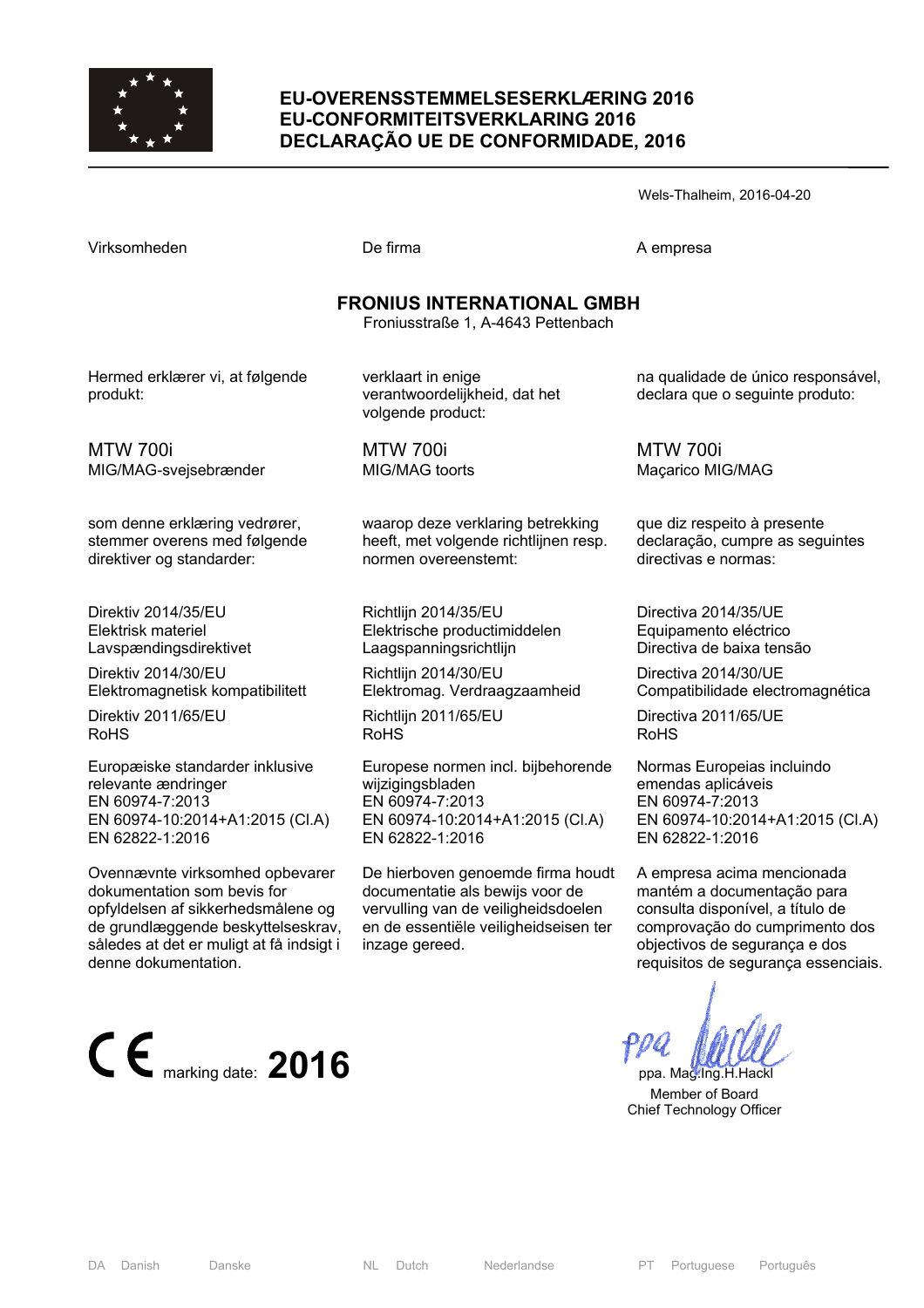# EU-OVERENSSTEMMELSESERKLÆRING 2016
# EU-CONFORMITEITSVERKLARING 2016
# DECLARAÇÃO UE DE CONFORMIDADE, 2016

Wels-Thalheim, 2016-04-20

Virksomheden

**FRONIUS INTERNATIONAL GMBH**
Froniusstraße 1, A-4643 Pettenbach

Hermed erklærer vi, at følgende produkt:

MTW 700i
MIG/MAG-svejsebrænder

som denne erklæring vedrører, stemmer overens med følgende direktiver og standarder:

Direktiv 2014/35/EU
Elektrisk materiel
Lavspændingsdirektivet

Direktiv 2014/30/EU
Elektromagnetisk kompatibilitett

Direktiv 2011/65/EU
RoHS

Europæiske standarder inklusive relevante ændringer
EN 60974-7:2013
EN 60974-10:2014+A1:2015 (Cl.A)
EN 62822-1:2016

Ovennævnte virksomhed opbevarer dokumentation som bevis for opfyldelsen af sikkerhedsmålene og de grundlæggende beskyttelseskrav, således at det er muligt at få indsigt i denne dokumentation.

---

De firma

**FRONIUS INTERNATIONAL GMBH**
Froniusstraße 1, A-4643 Pettenbach

verklaart in enige verantwoordelijkheid, dat het volgende product:

MTW 700i
MIG/MAG toorts

waarop deze verklaring betrekking heeft, met volgende richtlijnen resp. normen overeenstemt:

Richtlijn 2014/35/EU
Elektrische productimiddelen
Laagspanningsrichtlijn

Richtlijn 2014/30/EU
Elektromag. Verdraagzaamheid

Richtlijn 2011/65/EU
RoHS

Europese normen incl. bijbehorende wijzigingsbladen
EN 60974-7:2013
EN 60974-10:2014+A1:2015 (Cl.A)
EN 62822-1:2016

De hierboven genoemde firma houdt documentatie als bewijs voor de vervulling van de veiligheidsdoelen en de essentiële veiligheidseisen ter inzage gereed.

---

A empresa

**FRONIUS INTERNATIONAL GMBH**
Froniusstraße 1, A-4643 Pettenbach

na qualidade de único responsável, declara que o seguinte produto:

MTW 700i
Maçarico MIG/MAG

que diz respeito à presente declaração, cumpre as seguintes directivas e normas:

Directiva 2014/35/UE
Equipamento eléctrico
Directiva de baixa tensão

Directiva 2014/30/UE
Compatibilidade electromagnética

Directiva 2011/65/UE
RoHS

Normas Europeias incluindo emendas aplicáveis
EN 60974-7:2013
EN 60974-10:2014+A1:2015 (Cl.A)
EN 62822-1:2016

A empresa acima mencionada mantém a documentação para consulta disponível, a título de comprovação do cumprimento dos objectivos de segurança e dos requisitos de segurança essenciais.

---

CE marking date: **2016**

ppa. Mag.Ing.H.Hackl
Member of Board
Chief Technology Officer

DA Danish Danske | NL Dutch Nederlandse | PT Portuguese Português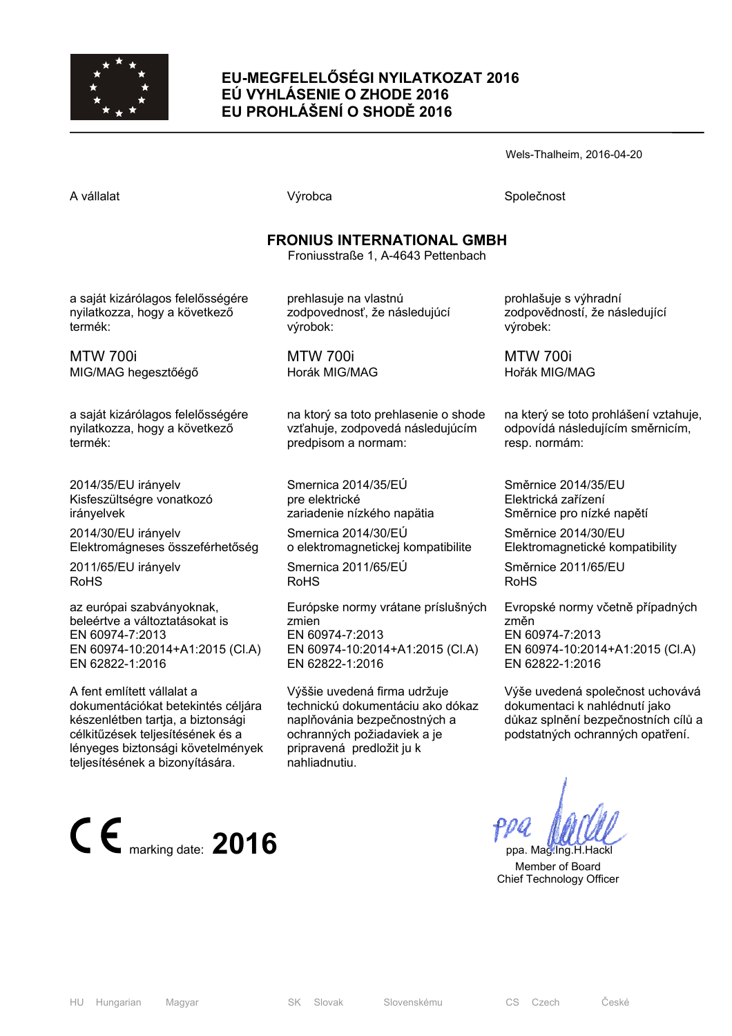# EU-MEGFELELŐSÉGI NYILATKOZAT 2016
# EÚ VYHLÁSENIE O ZHODE 2016
# EU PROHLÁŠENÍ O SHODĚ 2016

Wels-Thalheim, 2016-04-20

| A vállalat | Výrobca | Společnost |
|---|---|---|

**FRONIUS INTERNATIONAL GMBH**
Froniusstraße 1, A-4643 Pettenbach

| | | |
|---|---|---|
| a saját kizárólagos felelősségére nyilatkozza, hogy a következő termék: | prehlasuje na vlastnú zodpovednosť, že následujúcí výrobok: | prohlašuje s výhradní zodpovědností, že následující výrobek: |
| MTW 700i<br>MIG/MAG hegesztőégő | MTW 700i<br>Horák MIG/MAG | MTW 700i<br>Hořák MIG/MAG |
| a saját kizárólagos felelősségére nyilatkozza, hogy a következő termék: | na ktorý sa toto prehlasenie o shode vzťahuje, zodpovedá následujúcím predpisom a normam: | na který se toto prohlášení vztahuje, odpovídá následujícím směrnicím, resp. normám: |
| 2014/35/EU irányelv<br>Kisfeszültségre vonatkozó irányelvek | Smernica 2014/35/EÚ<br>pre elektrické zariadenie nízkého napätia | Směrnice 2014/35/EU<br>Elektrická zařízení<br>Směrnice pro nízké napětí |
| 2014/30/EU irányelv<br>Elektromágneses összeférhetőség | Smernica 2014/30/EÚ<br>o elektromagnetickej kompatibilite | Směrnice 2014/30/EU<br>Elektromagnetické kompatibility |
| 2011/65/EU irányelv<br>RoHS | Smernica 2011/65/EÚ<br>RoHS | Směrnice 2011/65/EU<br>RoHS |
| az európai szabványoknak, beleértve a változtatásokat is<br>EN 60974-7:2013<br>EN 60974-10:2014+A1:2015 (Cl.A)<br>EN 62822-1:2016 | Európske normy vrátane príslušných zmien<br>EN 60974-7:2013<br>EN 60974-10:2014+A1:2015 (Cl.A)<br>EN 62822-1:2016 | Evropské normy včetně případných změn<br>EN 60974-7:2013<br>EN 60974-10:2014+A1:2015 (Cl.A)<br>EN 62822-1:2016 |
| A fent említett vállalat a dokumentációkat betekintés céljára készenlétben tartja, a biztonsági célkitűzések teljesítésének és a lényeges biztonsági követelmények teljesítésének a bizonyítására. | Výššie uvedená firma udržuje technickú dokumentáciu ako dókaz naplňovánia bezpečnostných a ochranných požiadaviek a je pripravená predložit ju k nahliadnutiu. | Výše uvedená společnost uchovává dokumentaci k nahlédnutí jako důkaz splnění bezpečnostních cílů a podstatných ochranných opatření. |

CE marking date: **2016**

ppa. Mag.Ing.H.Hackl
Member of Board
Chief Technology Officer

HU Hungarian Magyar SK Slovak Slovenskému CS Czech České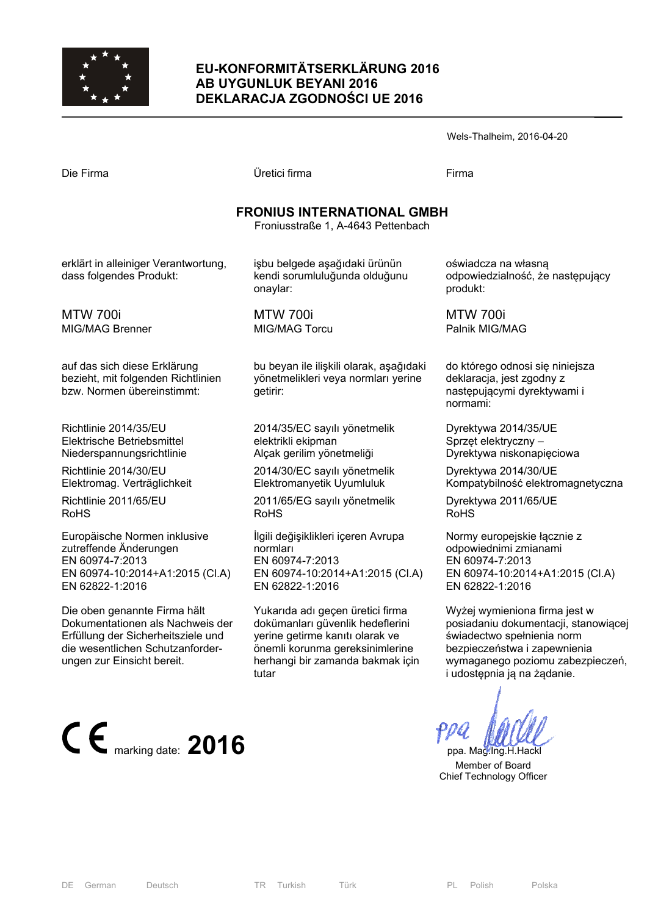# EU-KONFORMITÄTSERKLÄRUNG 2016
# AB UYGUNLUK BEYANI 2016
# DEKLARACJA ZGODNOŚCI UE 2016

Wels-Thalheim, 2016-04-20

| Die Firma | Üretici firma | Firma |
| --- | --- | --- |

**FRONIUS INTERNATIONAL GMBH**
Froniusstraße 1, A-4643 Pettenbach

| DE | TR | PL |
| --- | --- | --- |
| erklärt in alleiniger Verantwortung, dass folgendes Produkt: | işbu belgede aşağıdaki ürünün kendi sorumluluğunda olduğunu onaylar: | oświadcza na własną odpowiedzialność, że następujący produkt: |
| MTW 700i<br>MIG/MAG Brenner | MTW 700i<br>MIG/MAG Torcu | MTW 700i<br>Palnik MIG/MAG |
| auf das sich diese Erklärung bezieht, mit folgenden Richtlinien bzw. Normen übereinstimmt: | bu beyan ile ilişkili olarak, aşağıdaki yönetmelikleri veya normları yerine getirir: | do którego odnosi się niniejsza deklaracja, jest zgodny z następującymi dyrektywami i normami: |
| Richtlinie 2014/35/EU<br>Elektrische Betriebsmittel Niederspannungsrichtlinie | 2014/35/EC sayılı yönetmelik<br>elektrikli ekipman<br>Alçak gerilim yönetmeliği | Dyrektywa 2014/35/UE<br>Sprzęt elektryczny –<br>Dyrektywa niskonapięciowa |
| Richtlinie 2014/30/EU<br>Elektromag. Verträglichkeit | 2014/30/EC sayılı yönetmelik<br>Elektromanyetik Uyumluluk | Dyrektywa 2014/30/UE<br>Kompatybilność elektromagnetyczna |
| Richtlinie 2011/65/EU<br>RoHS | 2011/65/EG sayılı yönetmelik<br>RoHS | Dyrektywa 2011/65/UE<br>RoHS |
| Europäische Normen inklusive zutreffende Änderungen<br>EN 60974-7:2013<br>EN 60974-10:2014+A1:2015 (Cl.A)<br>EN 62822-1:2016 | İlgili değişiklikleri içeren Avrupa normları<br>EN 60974-7:2013<br>EN 60974-10:2014+A1:2015 (Cl.A)<br>EN 62822-1:2016 | Normy europejskie łącznie z odpowiednimi zmianami<br>EN 60974-7:2013<br>EN 60974-10:2014+A1:2015 (Cl.A)<br>EN 62822-1:2016 |
| Die oben genannte Firma hält Dokumentationen als Nachweis der Erfüllung der Sicherheitsziele und die wesentlichen Schutzanforderungen zur Einsicht bereit. | Yukarıda adı geçen üretici firma dokümanları güvenlik hedeflerini yerine getirme kanıtı olarak ve önemli korunma gereksinimlerine herhangi bir zamanda bakmak için tutar | Wyżej wymieniona firma jest w posiadaniu dokumentacji, stanowiącej świadectwo spełnienia norm bezpieczeństwa i zapewnienia wymaganego poziomu zabezpieczeń, i udostępnia ją na żądanie. |

CE marking date: **2016**

ppa. Mag.Ing.H.Hackl
Member of Board
Chief Technology Officer

DE German Deutsch | TR Turkish Türk | PL Polish Polska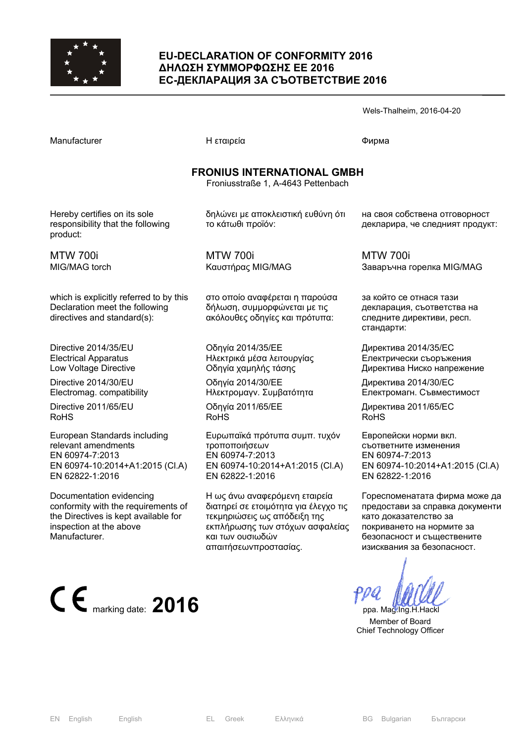# EU-DECLARATION OF CONFORMITY 2016
# ΔΗΛΩΣΗ ΣΥΜΜΟΡΦΩΣΗΣ ΕΕ 2016
# ЕС-ДЕКЛАРАЦИЯ ЗА СЪОТВЕТСТВИЕ 2016

Wels-Thalheim, 2016-04-20

| | | |
|---|---|---|
| Manufacturer | Η εταιρεία | Фирма |

**FRONIUS INTERNATIONAL GMBH**
Froniusstraße 1, A-4643 Pettenbach

| | | |
|---|---|---|
| Hereby certifies on its sole responsibility that the following product: | δηλώνει με αποκλειστική ευθύνη ότι το κάτωθι προϊόν: | на своя собствена отговорност декларира, че следният продукт: |
| MTW 700i<br>MIG/MAG torch | MTW 700i<br>Καυστήρας MIG/MAG | MTW 700i<br>Заваръчна горелка MIG/MAG |
| which is explicitly referred to by this Declaration meet the following directives and standard(s): | στο οποίο αναφέρεται η παρούσα δήλωση, συμμορφώνεται με τις ακόλουθες οδηγίες και πρότυπα: | за който се отнася тази декларация, съответства на следните директиви, респ. стандарти: |
| Directive 2014/35/EU<br>Electrical Apparatus<br>Low Voltage Directive | Οδηγία 2014/35/ΕΕ<br>Ηλεκτρικά μέσα λειτουργίας<br>Οδηγία χαμηλής τάσης | Директива 2014/35/ЕС<br>Електрически съоръжения<br>Директива Ниско напрежение |
| Directive 2014/30/EU<br>Electromag. compatibility | Οδηγία 2014/30/ΕΕ<br>Ηλεκτρομαγν. Συμβατότητα | Директива 2014/30/ЕС<br>Електромагн. Съвместимост |
| Directive 2011/65/EU<br>RoHS | Οδηγία 2011/65/ΕΕ<br>RoHS | Директива 2011/65/ЕС<br>RoHS |
| European Standards including relevant amendments<br>EN 60974-7:2013<br>EN 60974-10:2014+A1:2015 (Cl.A)<br>EN 62822-1:2016 | Ευρωπαϊκά πρότυπα συμπ. τυχόν τροποποιήσεων<br>EN 60974-7:2013<br>EN 60974-10:2014+A1:2015 (Cl.A)<br>EN 62822-1:2016 | Европейски норми вкл. съответните изменения<br>EN 60974-7:2013<br>EN 60974-10:2014+A1:2015 (Cl.A)<br>EN 62822-1:2016 |
| Documentation evidencing conformity with the requirements of the Directives is kept available for inspection at the above Manufacturer. | Η ως άνω αναφερόμενη εταιρεία διατηρεί σε ετοιμότητα για έλεγχο τις τεκμηριώσεις ως απόδειξη της εκπλήρωσης των στόχων ασφαλείας και των ουσιωδών απαιτήσεωνπροστασίας. | Гореспоменатата фирма може да предостави за справка документи като доказателство за покриването на нормите за безопасност и съществените изисквания за безопасност. |

CE marking date: **2016**

ppa. Mag.Ing.H.Hackl
Member of Board
Chief Technology Officer

EN English English | EL Greek Ελληνικά | BG Bulgarian Български